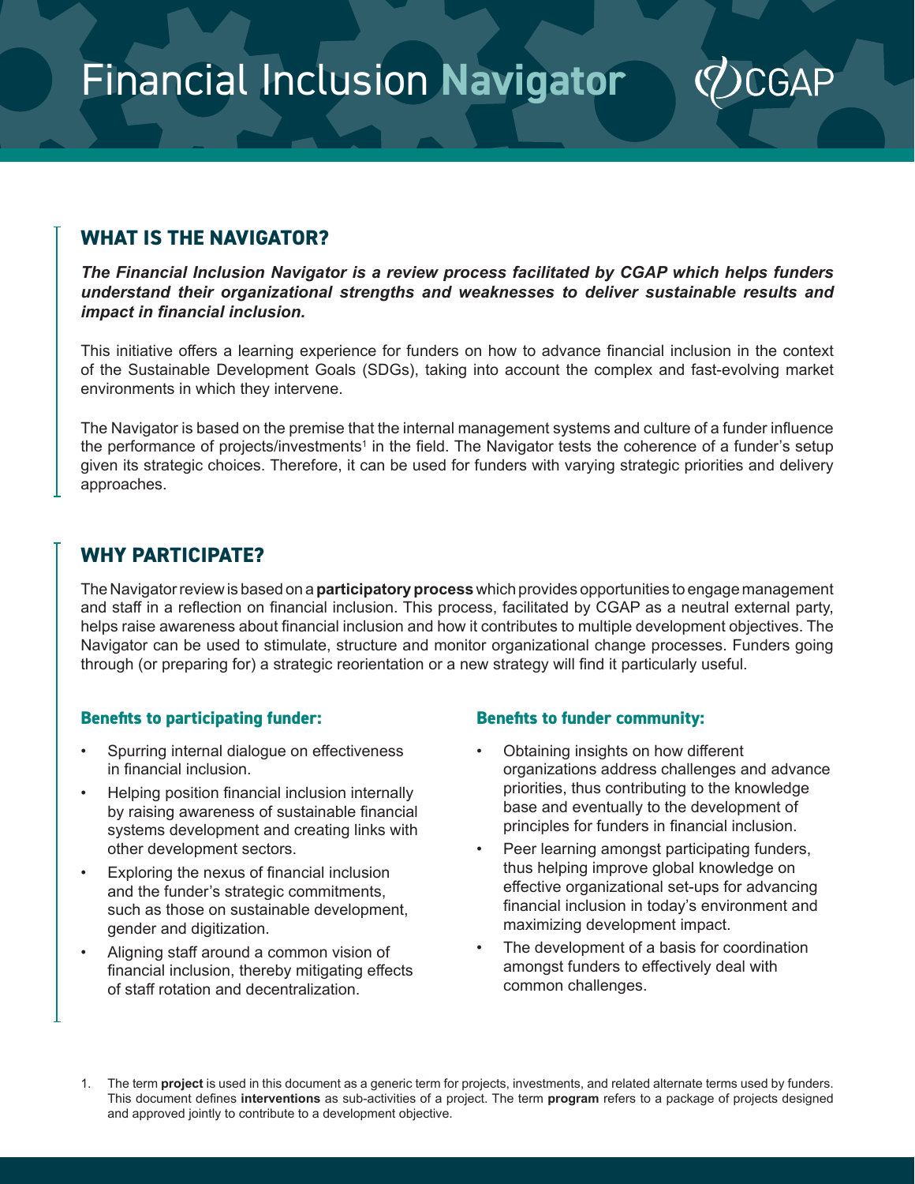# Financial Inclusion **Navigator**

CGAP

## WHAT IS THE NAVIGATOR?

***The Financial Inclusion Navigator is a review process facilitated by CGAP which helps funders understand their organizational strengths and weaknesses to deliver sustainable results and impact in financial inclusion.***

This initiative offers a learning experience for funders on how to advance financial inclusion in the context of the Sustainable Development Goals (SDGs), taking into account the complex and fast-evolving market environments in which they intervene.

The Navigator is based on the premise that the internal management systems and culture of a funder influence the performance of projects/investments[1] in the field. The Navigator tests the coherence of a funder's setup given its strategic choices. Therefore, it can be used for funders with varying strategic priorities and delivery approaches.

## WHY PARTICIPATE?

The Navigator review is based on a **participatory process** which provides opportunities to engage management and staff in a reflection on financial inclusion. This process, facilitated by CGAP as a neutral external party, helps raise awareness about financial inclusion and how it contributes to multiple development objectives. The Navigator can be used to stimulate, structure and monitor organizational change processes. Funders going through (or preparing for) a strategic reorientation or a new strategy will find it particularly useful.

### Benefits to participating funder:

- Spurring internal dialogue on effectiveness in financial inclusion.
- Helping position financial inclusion internally by raising awareness of sustainable financial systems development and creating links with other development sectors.
- Exploring the nexus of financial inclusion and the funder's strategic commitments, such as those on sustainable development, gender and digitization.
- Aligning staff around a common vision of financial inclusion, thereby mitigating effects of staff rotation and decentralization.

### Benefits to funder community:

- Obtaining insights on how different organizations address challenges and advance priorities, thus contributing to the knowledge base and eventually to the development of principles for funders in financial inclusion.
- Peer learning amongst participating funders, thus helping improve global knowledge on effective organizational set-ups for advancing financial inclusion in today's environment and maximizing development impact.
- The development of a basis for coordination amongst funders to effectively deal with common challenges.

1. The term **project** is used in this document as a generic term for projects, investments, and related alternate terms used by funders. This document defines **interventions** as sub-activities of a project. The term **program** refers to a package of projects designed and approved jointly to contribute to a development objective.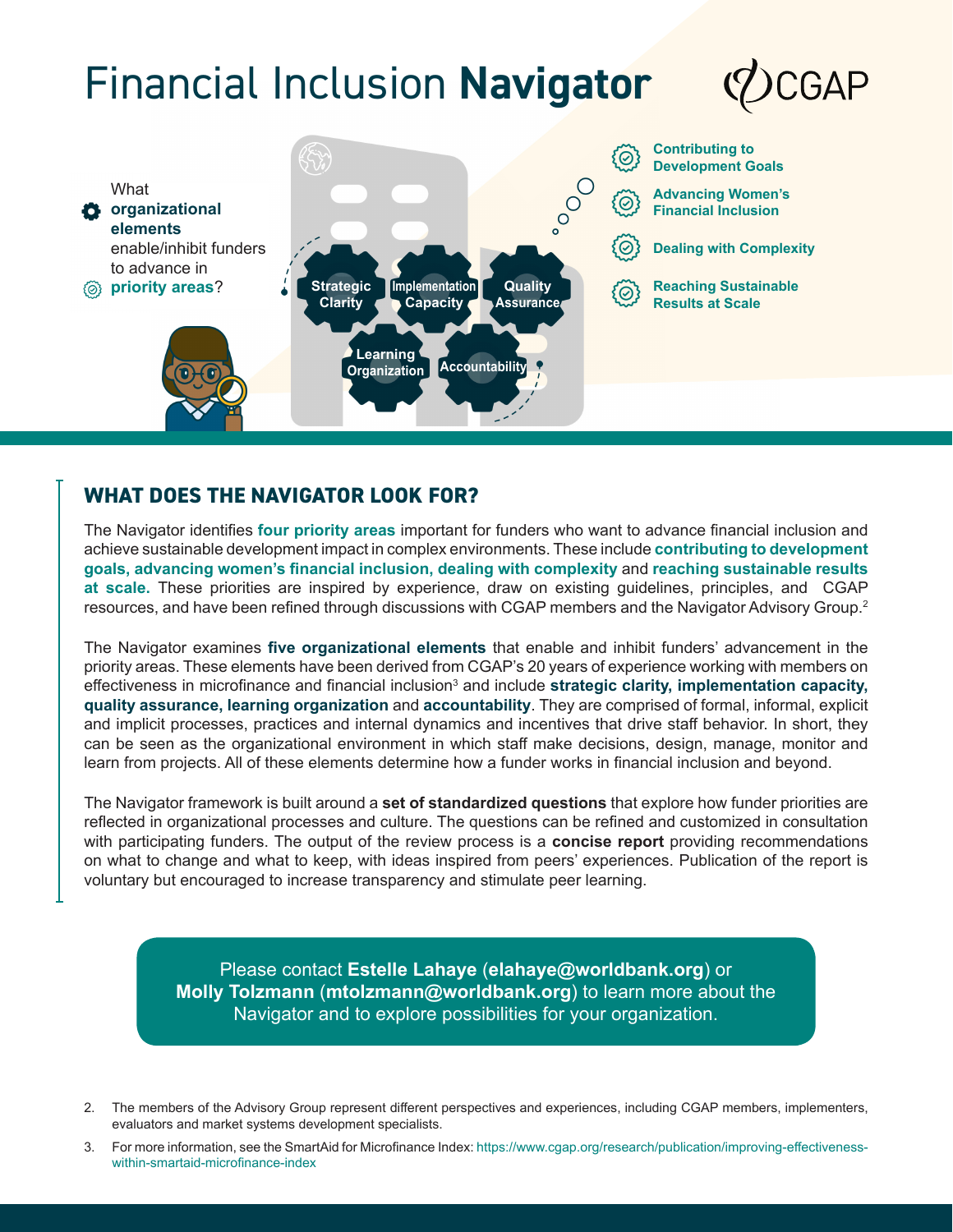# Financial Inclusion **Navigator**

CGAP

What **organizational elements** enable/inhibit funders to advance in **priority areas**?

Strategic Clarity
Implementation Capacity
Quality Assurance
Learning Organization
Accountability

Contributing to Development Goals
Advancing Women's Financial Inclusion
Dealing with Complexity
Reaching Sustainable Results at Scale

## WHAT DOES THE NAVIGATOR LOOK FOR?

The Navigator identifies **four priority areas** important for funders who want to advance financial inclusion and achieve sustainable development impact in complex environments. These include **contributing to development goals, advancing women's financial inclusion, dealing with complexity** and **reaching sustainable results at scale.** These priorities are inspired by experience, draw on existing guidelines, principles, and CGAP resources, and have been refined through discussions with CGAP members and the Navigator Advisory Group.[2]

The Navigator examines **five organizational elements** that enable and inhibit funders' advancement in the priority areas. These elements have been derived from CGAP's 20 years of experience working with members on effectiveness in microfinance and financial inclusion[3] and include **strategic clarity, implementation capacity, quality assurance, learning organization** and **accountability**. They are comprised of formal, informal, explicit and implicit processes, practices and internal dynamics and incentives that drive staff behavior. In short, they can be seen as the organizational environment in which staff make decisions, design, manage, monitor and learn from projects. All of these elements determine how a funder works in financial inclusion and beyond.

The Navigator framework is built around a **set of standardized questions** that explore how funder priorities are reflected in organizational processes and culture. The questions can be refined and customized in consultation with participating funders. The output of the review process is a **concise report** providing recommendations on what to change and what to keep, with ideas inspired from peers' experiences. Publication of the report is voluntary but encouraged to increase transparency and stimulate peer learning.

Please contact **Estelle Lahaye** (**elahaye@worldbank.org**) or **Molly Tolzmann** (**mtolzmann@worldbank.org**) to learn more about the Navigator and to explore possibilities for your organization.

2. The members of the Advisory Group represent different perspectives and experiences, including CGAP members, implementers, evaluators and market systems development specialists.
3. For more information, see the SmartAid for Microfinance Index: https://www.cgap.org/research/publication/improving-effectiveness-within-smartaid-microfinance-index